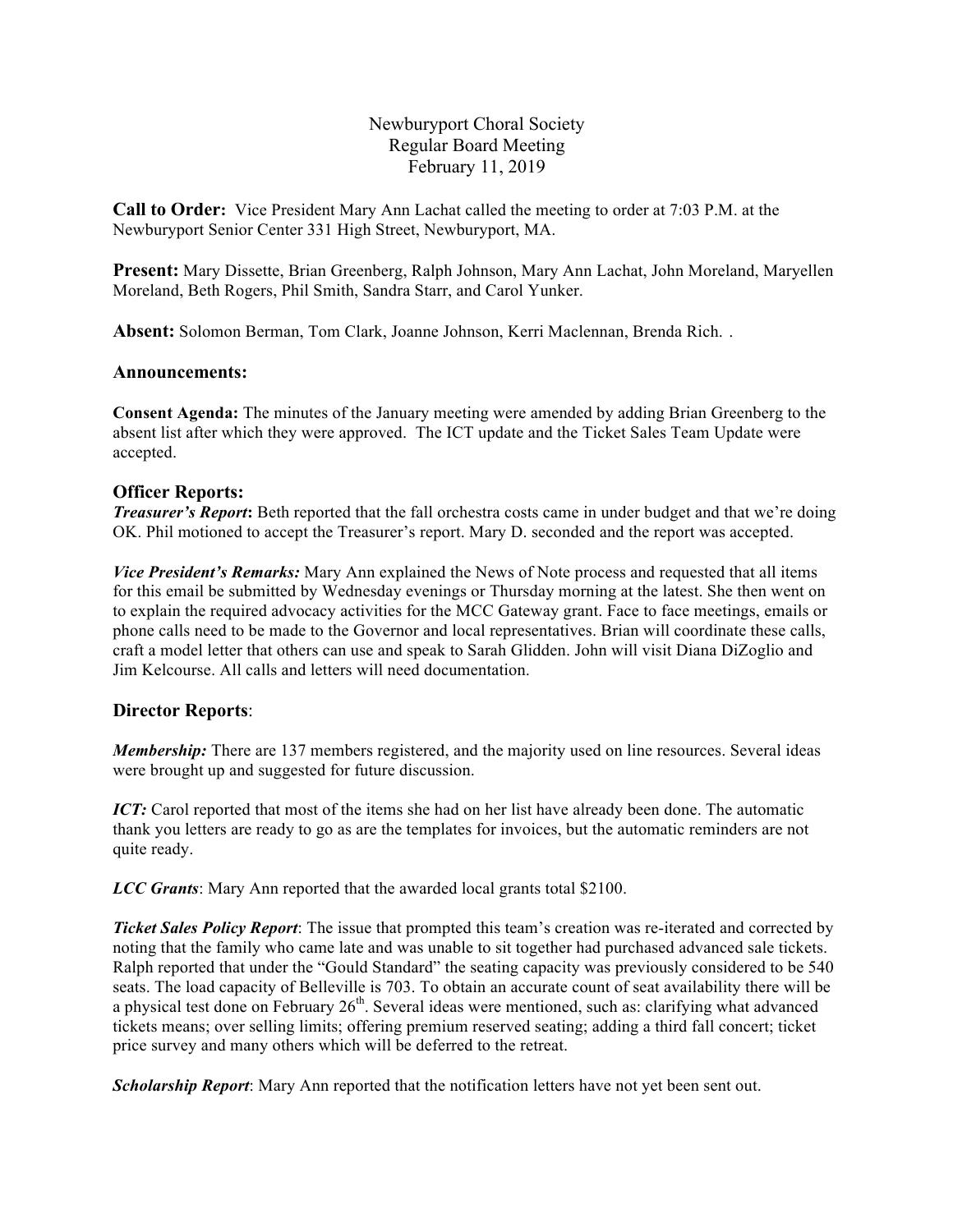# Newburyport Choral Society
## Regular Board Meeting
## February 11, 2019

**Call to Order:** Vice President Mary Ann Lachat called the meeting to order at 7:03 P.M. at the Newburyport Senior Center 331 High Street, Newburyport, MA.

**Present:** Mary Dissette, Brian Greenberg, Ralph Johnson, Mary Ann Lachat, John Moreland, Maryellen Moreland, Beth Rogers, Phil Smith, Sandra Starr, and Carol Yunker.

**Absent:** Solomon Berman, Tom Clark, Joanne Johnson, Kerri Maclennan, Brenda Rich. .

### Announcements:

**Consent Agenda:** The minutes of the January meeting were amended by adding Brian Greenberg to the absent list after which they were approved. The ICT update and the Ticket Sales Team Update were accepted.

### Officer Reports:

***Treasurer's Report***: Beth reported that the fall orchestra costs came in under budget and that we're doing OK. Phil motioned to accept the Treasurer's report. Mary D. seconded and the report was accepted.

***Vice President's Remarks:*** Mary Ann explained the News of Note process and requested that all items for this email be submitted by Wednesday evenings or Thursday morning at the latest. She then went on to explain the required advocacy activities for the MCC Gateway grant. Face to face meetings, emails or phone calls need to be made to the Governor and local representatives. Brian will coordinate these calls, craft a model letter that others can use and speak to Sarah Glidden. John will visit Diana DiZoglio and Jim Kelcourse. All calls and letters will need documentation.

### Director Reports:

***Membership:*** There are 137 members registered, and the majority used on line resources. Several ideas were brought up and suggested for future discussion.

***ICT:*** Carol reported that most of the items she had on her list have already been done. The automatic thank you letters are ready to go as are the templates for invoices, but the automatic reminders are not quite ready.

***LCC Grants***: Mary Ann reported that the awarded local grants total $2100.

***Ticket Sales Policy Report***: The issue that prompted this team's creation was re-iterated and corrected by noting that the family who came late and was unable to sit together had purchased advanced sale tickets. Ralph reported that under the "Gould Standard" the seating capacity was previously considered to be 540 seats. The load capacity of Belleville is 703. To obtain an accurate count of seat availability there will be a physical test done on February 26th. Several ideas were mentioned, such as: clarifying what advanced tickets means; over selling limits; offering premium reserved seating; adding a third fall concert; ticket price survey and many others which will be deferred to the retreat.

***Scholarship Report***: Mary Ann reported that the notification letters have not yet been sent out.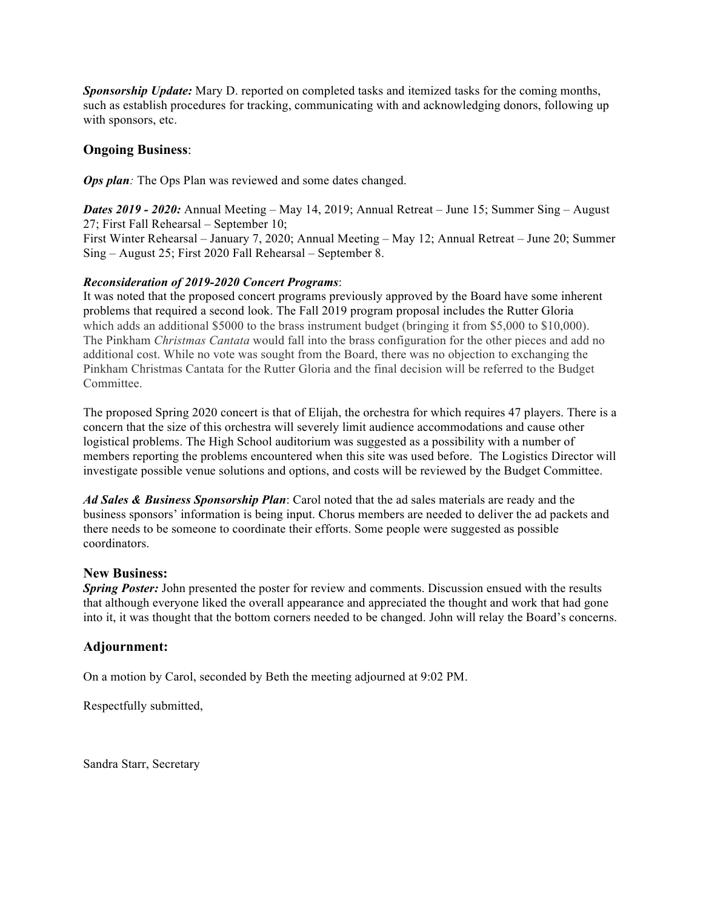***Sponsorship Update:*** Mary D. reported on completed tasks and itemized tasks for the coming months, such as establish procedures for tracking, communicating with and acknowledging donors, following up with sponsors, etc.

## Ongoing Business:

***Ops plan**:* The Ops Plan was reviewed and some dates changed.

***Dates 2019 - 2020:*** Annual Meeting – May 14, 2019; Annual Retreat – June 15; Summer Sing – August 27; First Fall Rehearsal – September 10;
First Winter Rehearsal – January 7, 2020; Annual Meeting – May 12; Annual Retreat – June 20; Summer Sing – August 25; First 2020 Fall Rehearsal – September 8.

***Reconsideration of 2019-2020 Concert Programs***:
It was noted that the proposed concert programs previously approved by the Board have some inherent problems that required a second look. The Fall 2019 program proposal includes the Rutter Gloria which adds an additional $5000 to the brass instrument budget (bringing it from $5,000 to $10,000). The Pinkham *Christmas Cantata* would fall into the brass configuration for the other pieces and add no additional cost. While no vote was sought from the Board, there was no objection to exchanging the Pinkham Christmas Cantata for the Rutter Gloria and the final decision will be referred to the Budget Committee.

The proposed Spring 2020 concert is that of Elijah, the orchestra for which requires 47 players. There is a concern that the size of this orchestra will severely limit audience accommodations and cause other logistical problems. The High School auditorium was suggested as a possibility with a number of members reporting the problems encountered when this site was used before. The Logistics Director will investigate possible venue solutions and options, and costs will be reviewed by the Budget Committee.

***Ad Sales & Business Sponsorship Plan***: Carol noted that the ad sales materials are ready and the business sponsors' information is being input. Chorus members are needed to deliver the ad packets and there needs to be someone to coordinate their efforts. Some people were suggested as possible coordinators.

## New Business:

***Spring Poster:*** John presented the poster for review and comments. Discussion ensued with the results that although everyone liked the overall appearance and appreciated the thought and work that had gone into it, it was thought that the bottom corners needed to be changed. John will relay the Board's concerns.

## Adjournment:

On a motion by Carol, seconded by Beth the meeting adjourned at 9:02 PM.

Respectfully submitted,

Sandra Starr, Secretary